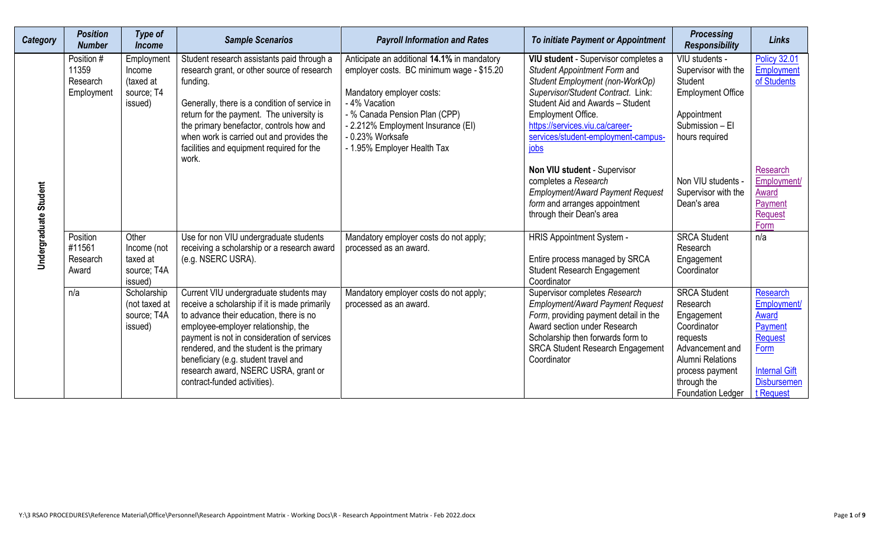| Category | Position Number | Type of Income | Sample Scenarios | Payroll Information and Rates | To initiate Payment or Appointment | Processing Responsibility | Links |
|---|---|---|---|---|---|---|---|
| Undergraduate Student | Position # 11359 Research Employment | Employment Income (taxed at source; T4 issued) | Student research assistants paid through a research grant, or other source of research funding.<br><br>Generally, there is a condition of service in return for the payment. The university is the primary benefactor, controls how and when work is carried out and provides the facilities and equipment required for the work. | Anticipate an additional **14.1%** in mandatory employer costs. BC minimum wage - $15.20<br><br>Mandatory employer costs:<br>- 4% Vacation<br>- % Canada Pension Plan (CPP)<br>- 2.212% Employment Insurance (EI)<br>- 0.23% Worksafe<br>- 1.95% Employer Health Tax | **VIU student** - Supervisor completes a *Student Appointment Form* and *Student Employment (non-WorkOp) Supervisor/Student Contract*. Link: Student Aid and Awards – Student Employment Office. https://services.viu.ca/career-services/student-employment-campus-jobs<br><br>**Non VIU student** - Supervisor completes a *Research Employment/Award Payment Request form* and arranges appointment through their Dean's area | VIU students - Supervisor with the Student Employment Office<br><br>Appointment Submission – EI hours required<br><br>Non VIU students - Supervisor with the Dean's area | [Policy 32.01 Employment of Students]<br><br>[Research Employment/ Award Payment Request Form] |
| | Position #11561 Research Award | Other Income (not taxed at source; T4A issued) | Use for non VIU undergraduate students receiving a scholarship or a research award (e.g. NSERC USRA). | Mandatory employer costs do not apply; processed as an award. | HRIS Appointment System -<br><br>Entire process managed by SRCA Student Research Engagement Coordinator | SRCA Student Research Engagement Coordinator | n/a |
| | n/a | Scholarship (not taxed at source; T4A issued) | Current VIU undergraduate students may receive a scholarship if it is made primarily to advance their education, there is no employee-employer relationship, the payment is not in consideration of services rendered, and the student is the primary beneficiary (e.g. student travel and research award, NSERC USRA, grant or contract-funded activities). | Mandatory employer costs do not apply; processed as an award. | Supervisor completes *Research Employment/Award Payment Request Form*, providing payment detail in the Award section under Research Scholarship then forwards form to SRCA Student Research Engagement Coordinator | SRCA Student Research Engagement Coordinator requests Advancement and Alumni Relations process payment through the Foundation Ledger | [Research Employment/ Award Payment Request Form]<br><br>[Internal Gift Disbursement Request] |

Y:\3 RSAO PROCEDURES\Reference Material\Office\Personnel\Research Appointment Matrix - Working Docs\R - Research Appointment Matrix - Feb 2022.docx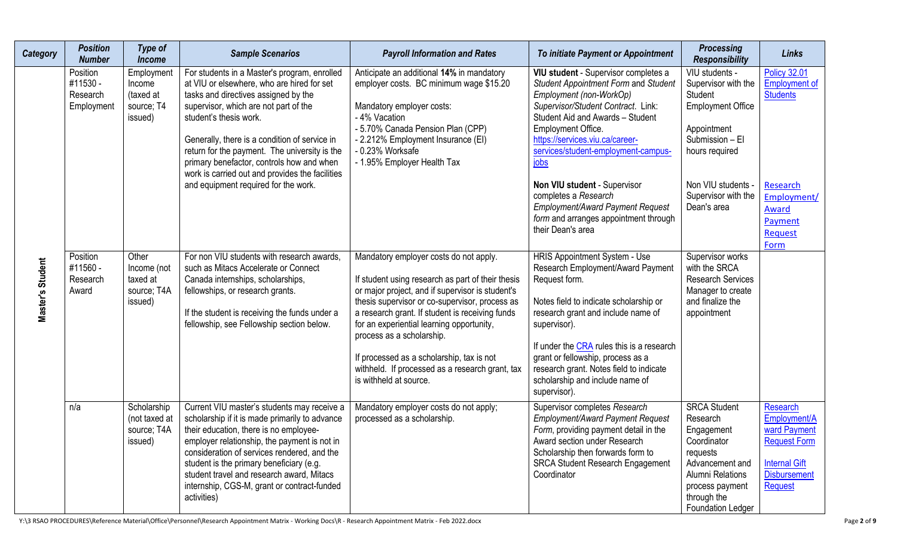| Category | Position Number | Type of Income | Sample Scenarios | Payroll Information and Rates | To initiate Payment or Appointment | Processing Responsibility | Links |
|---|---|---|---|---|---|---|---|
| **Master's Student** | Position #11530 - Research Employment | Employment Income (taxed at source; T4 issued) | For students in a Master's program, enrolled at VIU or elsewhere, who are hired for set tasks and directives assigned by the supervisor, which are not part of the student's thesis work.<br><br>Generally, there is a condition of service in return for the payment. The university is the primary benefactor, controls how and when work is carried out and provides the facilities and equipment required for the work. | Anticipate an additional **14%** in mandatory employer costs. BC minimum wage $15.20<br><br>Mandatory employer costs:<br>- 4% Vacation<br>- 5.70% Canada Pension Plan (CPP)<br>- 2.212% Employment Insurance (EI)<br>- 0.23% Worksafe<br>- 1.95% Employer Health Tax | **VIU student** - Supervisor completes a *Student Appointment Form* and *Student Employment (non-WorkOp) Supervisor/Student Contract*. Link: Student Aid and Awards – Student Employment Office. https://services.viu.ca/career-services/student-employment-campus-jobs<br><br>**Non VIU student** - Supervisor completes a *Research Employment/Award Payment Request form* and arranges appointment through their Dean's area | VIU students - Supervisor with the Student Employment Office<br><br>Appointment Submission – EI hours required<br><br>Non VIU students - Supervisor with the Dean's area | Policy 32.01 Employment of Students<br><br>Research Employment/ Award Payment Request Form |
| | Position #11560 - Research Award | Other Income (not taxed at source; T4A issued) | For non VIU students with research awards, such as Mitacs Accelerate or Connect Canada internships, scholarships, fellowships, or research grants.<br><br>If the student is receiving the funds under a fellowship, see Fellowship section below. | Mandatory employer costs do not apply.<br><br>If student using research as part of their thesis or major project, and if supervisor is student's thesis supervisor or co-supervisor, process as a research grant. If student is receiving funds for an experiential learning opportunity, process as a scholarship.<br><br>If processed as a scholarship, tax is not withheld. If processed as a research grant, tax is withheld at source. | HRIS Appointment System - Use Research Employment/Award Payment Request form.<br><br>Notes field to indicate scholarship or research grant and include name of supervisor).<br><br>If under the CRA rules this is a research grant or fellowship, process as a research grant. Notes field to indicate scholarship and include name of supervisor). | Supervisor works with the SRCA Research Services Manager to create and finalize the appointment | |
| | n/a | Scholarship (not taxed at source; T4A issued) | Current VIU master's students may receive a scholarship if it is made primarily to advance their education, there is no employee-employer relationship, the payment is not in consideration of services rendered, and the student is the primary beneficiary (e.g. student travel and research award, Mitacs internship, CGS-M, grant or contract-funded activities) | Mandatory employer costs do not apply; processed as a scholarship. | Supervisor completes *Research Employment/Award Payment Request Form*, providing payment detail in the Award section under Research Scholarship then forwards form to SRCA Student Research Engagement Coordinator | SRCA Student Research Engagement Coordinator requests Advancement and Alumni Relations process payment through the Foundation Ledger | Research Employment/Award Payment Request Form<br><br>Internal Gift Disbursement Request |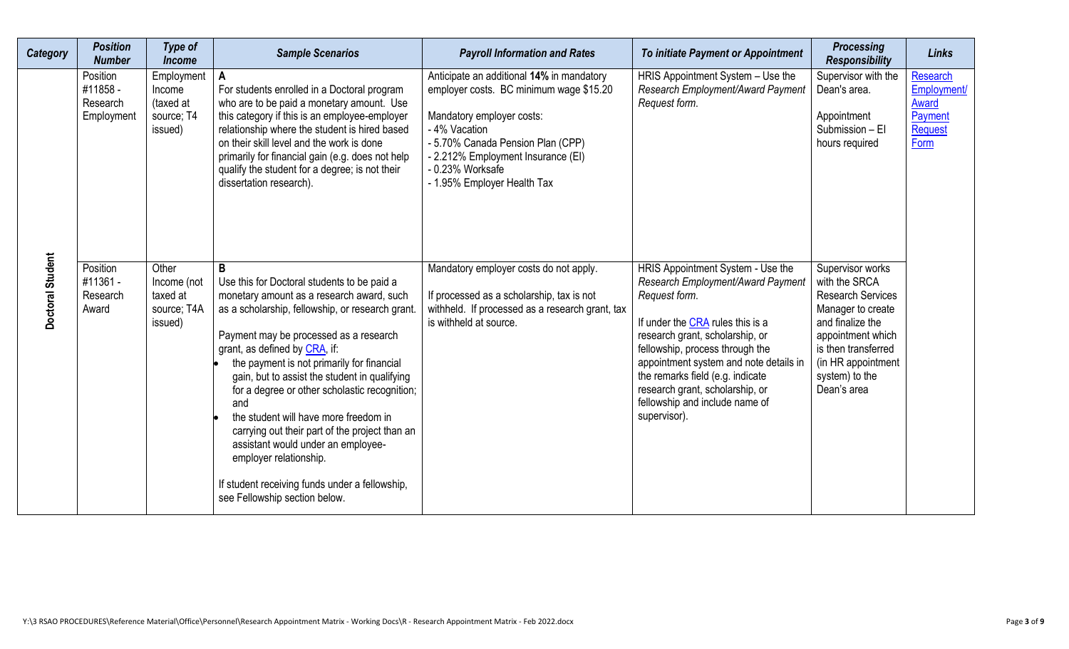| Category | Position Number | Type of Income | Sample Scenarios | Payroll Information and Rates | To initiate Payment or Appointment | Processing Responsibility | Links |
|---|---|---|---|---|---|---|---|
| Doctoral Student | Position #11858 - Research Employment | Employment Income (taxed at source; T4 issued) | **A**<br>For students enrolled in a Doctoral program who are to be paid a monetary amount. Use this category if this is an employee-employer relationship where the student is hired based on their skill level and the work is done primarily for financial gain (e.g. does not help qualify the student for a degree; is not their dissertation research). | Anticipate an additional **14%** in mandatory employer costs. BC minimum wage $15.20<br><br>Mandatory employer costs:<br>- 4% Vacation<br>- 5.70% Canada Pension Plan (CPP)<br>- 2.212% Employment Insurance (EI)<br>- 0.23% Worksafe<br>- 1.95% Employer Health Tax | HRIS Appointment System – Use the *Research Employment/Award Payment Request form.* | Supervisor with the Dean's area.<br><br>Appointment Submission – EI hours required | Research Employment/ Award Payment Request Form |
| | Position #11361 - Research Award | Other Income (not taxed at source; T4A issued) | **B**<br>Use this for Doctoral students to be paid a monetary amount as a research award, such as a scholarship, fellowship, or research grant.<br><br>Payment may be processed as a research grant, as defined by CRA, if:<br>• the payment is not primarily for financial gain, but to assist the student in qualifying for a degree or other scholastic recognition; and<br>• the student will have more freedom in carrying out their part of the project than an assistant would under an employee-employer relationship.<br><br>If student receiving funds under a fellowship, see Fellowship section below. | Mandatory employer costs do not apply.<br><br>If processed as a scholarship, tax is not withheld. If processed as a research grant, tax is withheld at source. | HRIS Appointment System - Use the *Research Employment/Award Payment Request form.*<br><br>If under the CRA rules this is a research grant, scholarship, or fellowship, process through the appointment system and note details in the remarks field (e.g. indicate research grant, scholarship, or fellowship and include name of supervisor). | Supervisor works with the SRCA Research Services Manager to create and finalize the appointment which is then transferred (in HR appointment system) to the Dean's area | |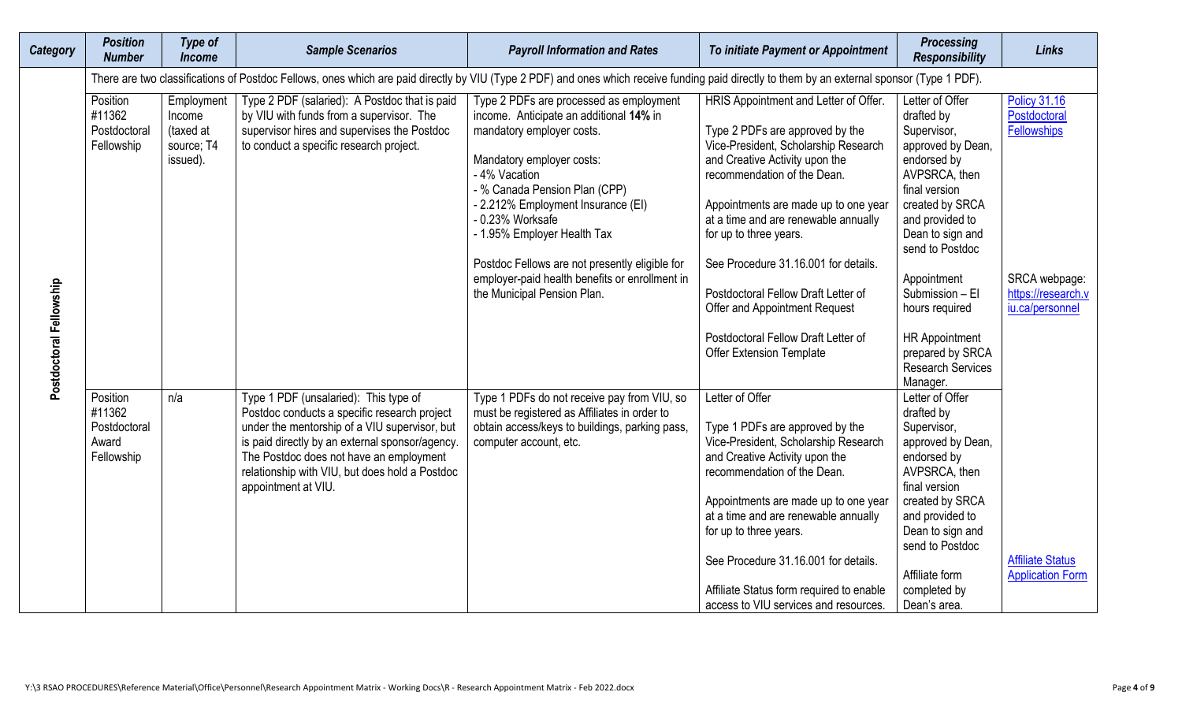| Category | Position Number | Type of Income | Sample Scenarios | Payroll Information and Rates | To initiate Payment or Appointment | Processing Responsibility | Links |
|---|---|---|---|---|---|---|---|
| Postdoctoral Fellowship | There are two classifications of Postdoc Fellows, ones which are paid directly by VIU (Type 2 PDF) and ones which receive funding paid directly to them by an external sponsor (Type 1 PDF). | | | | | | |
| | Position #11362 Postdoctoral Fellowship | Employment Income (taxed at source; T4 issued). | Type 2 PDF (salaried): A Postdoc that is paid by VIU with funds from a supervisor. The supervisor hires and supervises the Postdoc to conduct a specific research project. | Type 2 PDFs are processed as employment income. Anticipate an additional **14%** in mandatory employer costs.<br><br>Mandatory employer costs:<br>- 4% Vacation<br>- % Canada Pension Plan (CPP)<br>- 2.212% Employment Insurance (EI)<br>- 0.23% Worksafe<br>- 1.95% Employer Health Tax<br><br>Postdoc Fellows are not presently eligible for employer-paid health benefits or enrollment in the Municipal Pension Plan. | HRIS Appointment and Letter of Offer.<br><br>Type 2 PDFs are approved by the Vice-President, Scholarship Research and Creative Activity upon the recommendation of the Dean.<br><br>Appointments are made up to one year at a time and are renewable annually for up to three years.<br><br>See Procedure 31.16.001 for details.<br><br>Postdoctoral Fellow Draft Letter of Offer and Appointment Request<br><br>Postdoctoral Fellow Draft Letter of Offer Extension Template | Letter of Offer drafted by Supervisor, approved by Dean, endorsed by AVPSRCA, then final version created by SRCA and provided to Dean to sign and send to Postdoc<br><br>Appointment Submission – EI hours required<br><br>HR Appointment prepared by SRCA Research Services Manager. | [Policy 31.16 Postdoctoral Fellowships]<br><br>SRCA webpage: [https://research.viu.ca/personnel] |
| | Position #11362 Postdoctoral Award Fellowship | n/a | Type 1 PDF (unsalaried): This type of Postdoc conducts a specific research project under the mentorship of a VIU supervisor, but is paid directly by an external sponsor/agency. The Postdoc does not have an employment relationship with VIU, but does hold a Postdoc appointment at VIU. | Type 1 PDFs do not receive pay from VIU, so must be registered as Affiliates in order to obtain access/keys to buildings, parking pass, computer account, etc. | Letter of Offer<br><br>Type 1 PDFs are approved by the Vice-President, Scholarship Research and Creative Activity upon the recommendation of the Dean.<br><br>Appointments are made up to one year at a time and are renewable annually for up to three years.<br><br>See Procedure 31.16.001 for details.<br><br>Affiliate Status form required to enable access to VIU services and resources. | Letter of Offer drafted by Supervisor, approved by Dean, endorsed by AVPSRCA, then final version created by SRCA and provided to Dean to sign and send to Postdoc<br><br>Affiliate form completed by Dean's area. | [Affiliate Status Application Form] |

Y:\3 RSAO PROCEDURES\Reference Material\Office\Personnel\Research Appointment Matrix - Working Docs\R - Research Appointment Matrix - Feb 2022.docx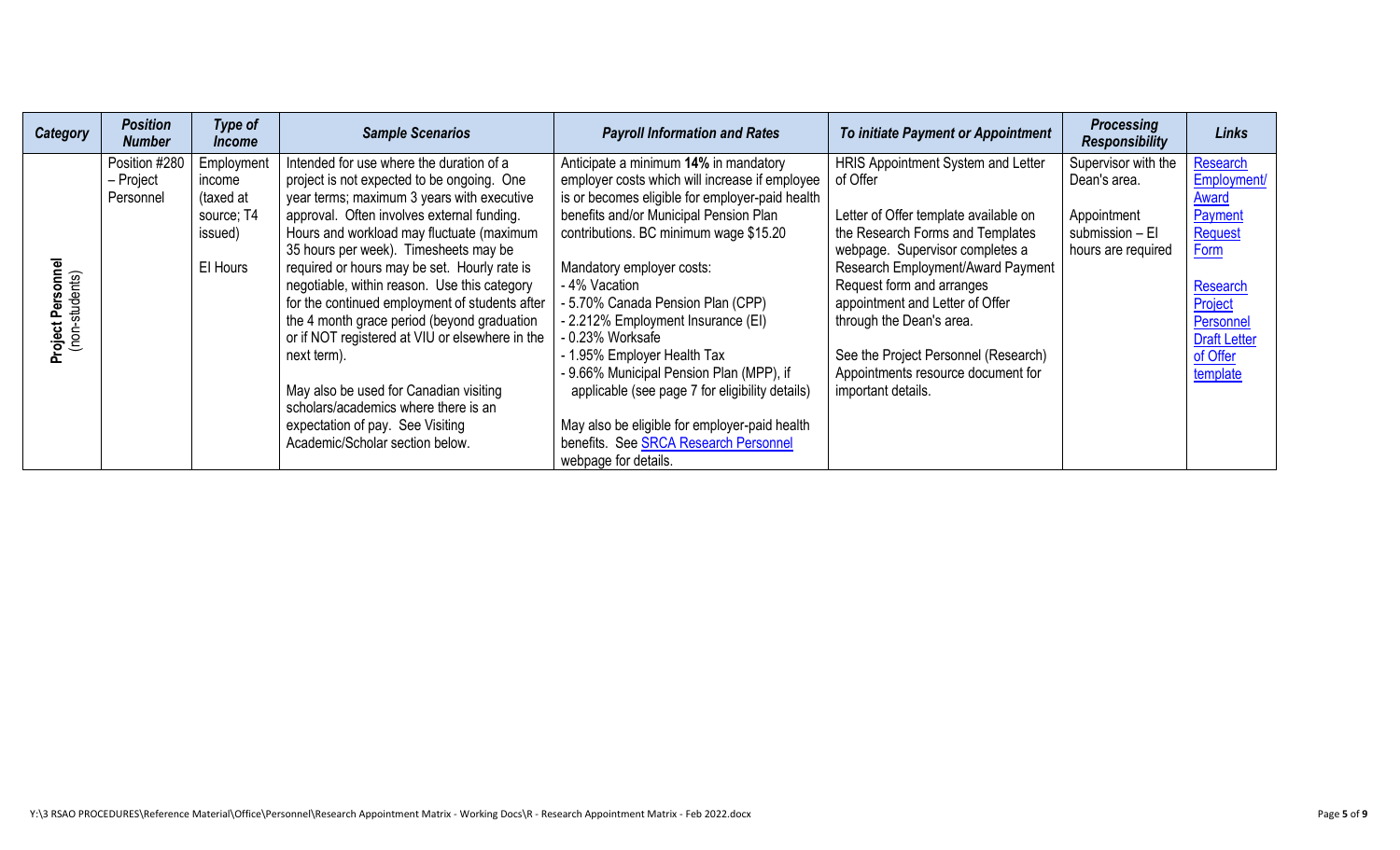| Category | Position Number | Type of Income | Sample Scenarios | Payroll Information and Rates | To initiate Payment or Appointment | Processing Responsibility | Links |
| --- | --- | --- | --- | --- | --- | --- | --- |
| **Project Personnel** (non-students) | Position #280 – Project Personnel | Employment income (taxed at source; T4 issued)<br><br>EI Hours | Intended for use where the duration of a project is not expected to be ongoing. One year terms; maximum 3 years with executive approval. Often involves external funding. Hours and workload may fluctuate (maximum 35 hours per week). Timesheets may be required or hours may be set. Hourly rate is negotiable, within reason. Use this category for the continued employment of students after the 4 month grace period (beyond graduation or if NOT registered at VIU or elsewhere in the next term).<br><br>May also be used for Canadian visiting scholars/academics where there is an expectation of pay. See Visiting Academic/Scholar section below. | Anticipate a minimum **14%** in mandatory employer costs which will increase if employee is or becomes eligible for employer-paid health benefits and/or Municipal Pension Plan contributions. BC minimum wage $15.20<br><br>Mandatory employer costs:<br>- 4% Vacation<br>- 5.70% Canada Pension Plan (CPP)<br>- 2.212% Employment Insurance (EI)<br>- 0.23% Worksafe<br>- 1.95% Employer Health Tax<br>- 9.66% Municipal Pension Plan (MPP), if applicable (see page 7 for eligibility details)<br><br>May also be eligible for employer-paid health benefits. See SRCA Research Personnel webpage for details. | HRIS Appointment System and Letter of Offer<br><br>Letter of Offer template available on the Research Forms and Templates webpage. Supervisor completes a Research Employment/Award Payment Request form and arranges appointment and Letter of Offer through the Dean's area.<br><br>See the Project Personnel (Research) Appointments resource document for important details. | Supervisor with the Dean's area.<br><br>Appointment submission – EI hours are required | Research Employment/ Award Payment Request Form<br><br>Research Project Personnel Draft Letter of Offer template |

Y:\3 RSAO PROCEDURES\Reference Material\Office\Personnel\Research Appointment Matrix - Working Docs\R - Research Appointment Matrix - Feb 2022.docx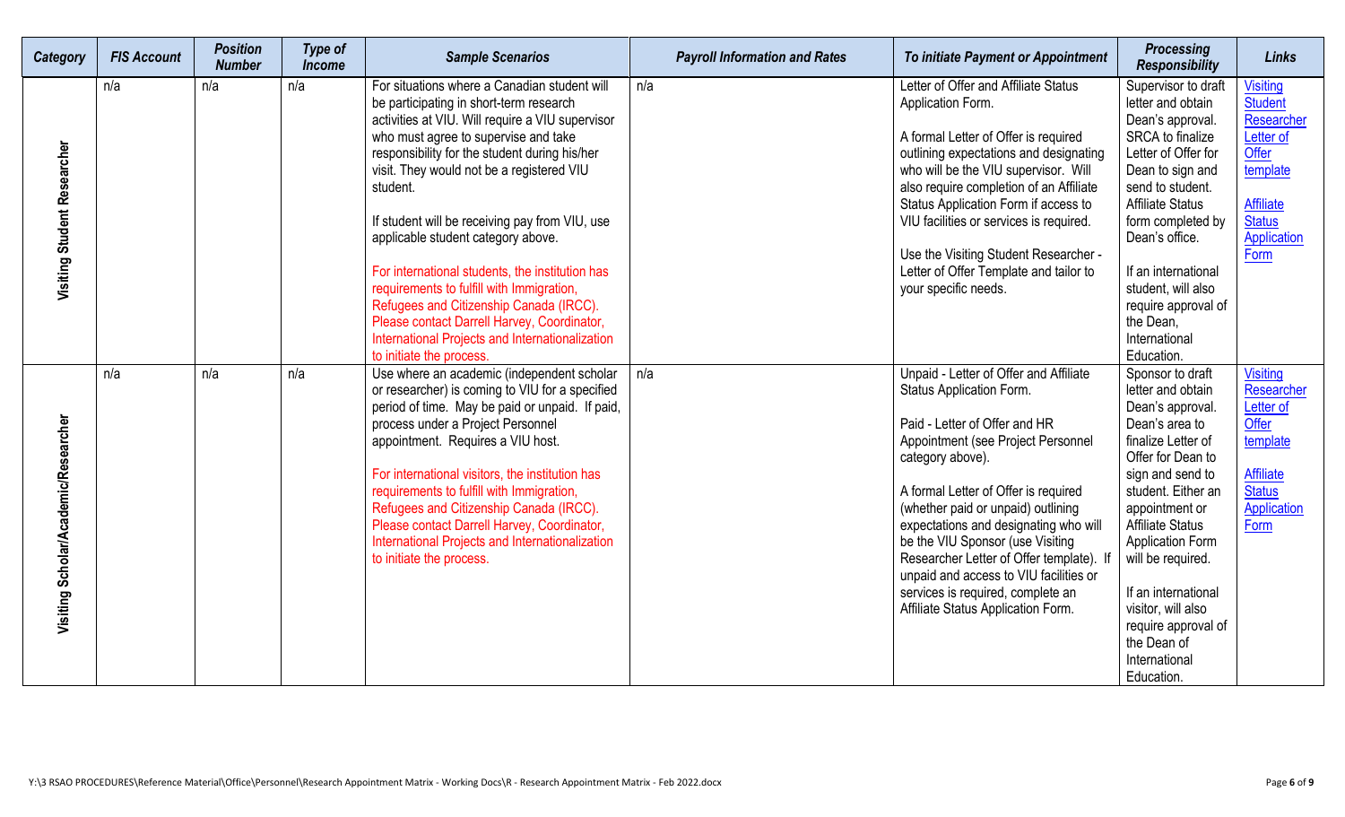| Category | FIS Account | Position Number | Type of Income | Sample Scenarios | Payroll Information and Rates | To initiate Payment or Appointment | Processing Responsibility | Links |
|---|---|---|---|---|---|---|---|---|
| Visiting Student Researcher | n/a | n/a | n/a | For situations where a Canadian student will be participating in short-term research activities at VIU. Will require a VIU supervisor who must agree to supervise and take responsibility for the student during his/her visit. They would not be a registered VIU student.<br><br>If student will be receiving pay from VIU, use applicable student category above.<br><br>For international students, the institution has requirements to fulfill with Immigration, Refugees and Citizenship Canada (IRCC). Please contact Darrell Harvey, Coordinator, International Projects and Internationalization to initiate the process. | n/a | Letter of Offer and Affiliate Status Application Form.<br><br>A formal Letter of Offer is required outlining expectations and designating who will be the VIU supervisor. Will also require completion of an Affiliate Status Application Form if access to VIU facilities or services is required.<br><br>Use the Visiting Student Researcher - Letter of Offer Template and tailor to your specific needs. | Supervisor to draft letter and obtain Dean's approval. SRCA to finalize Letter of Offer for Dean to sign and send to student. Affiliate Status form completed by Dean's office.<br><br>If an international student, will also require approval of the Dean, International Education. | Visiting Student Researcher Letter of Offer template<br><br>Affiliate Status Application Form |
| Visiting Scholar/Academic/Researcher | n/a | n/a | n/a | Use where an academic (independent scholar or researcher) is coming to VIU for a specified period of time. May be paid or unpaid. If paid, process under a Project Personnel appointment. Requires a VIU host.<br><br>For international visitors, the institution has requirements to fulfill with Immigration, Refugees and Citizenship Canada (IRCC). Please contact Darrell Harvey, Coordinator, International Projects and Internationalization to initiate the process. | n/a | Unpaid - Letter of Offer and Affiliate Status Application Form.<br><br>Paid - Letter of Offer and HR Appointment (see Project Personnel category above).<br><br>A formal Letter of Offer is required (whether paid or unpaid) outlining expectations and designating who will be the VIU Sponsor (use Visiting Researcher Letter of Offer template). If unpaid and access to VIU facilities or services is required, complete an Affiliate Status Application Form. | Sponsor to draft letter and obtain Dean's approval. Dean's area to finalize Letter of Offer for Dean to sign and send to student. Either an appointment or Affiliate Status Application Form will be required.<br><br>If an international visitor, will also require approval of the Dean of International Education. | Visiting Researcher Letter of Offer template<br><br>Affiliate Status Application Form |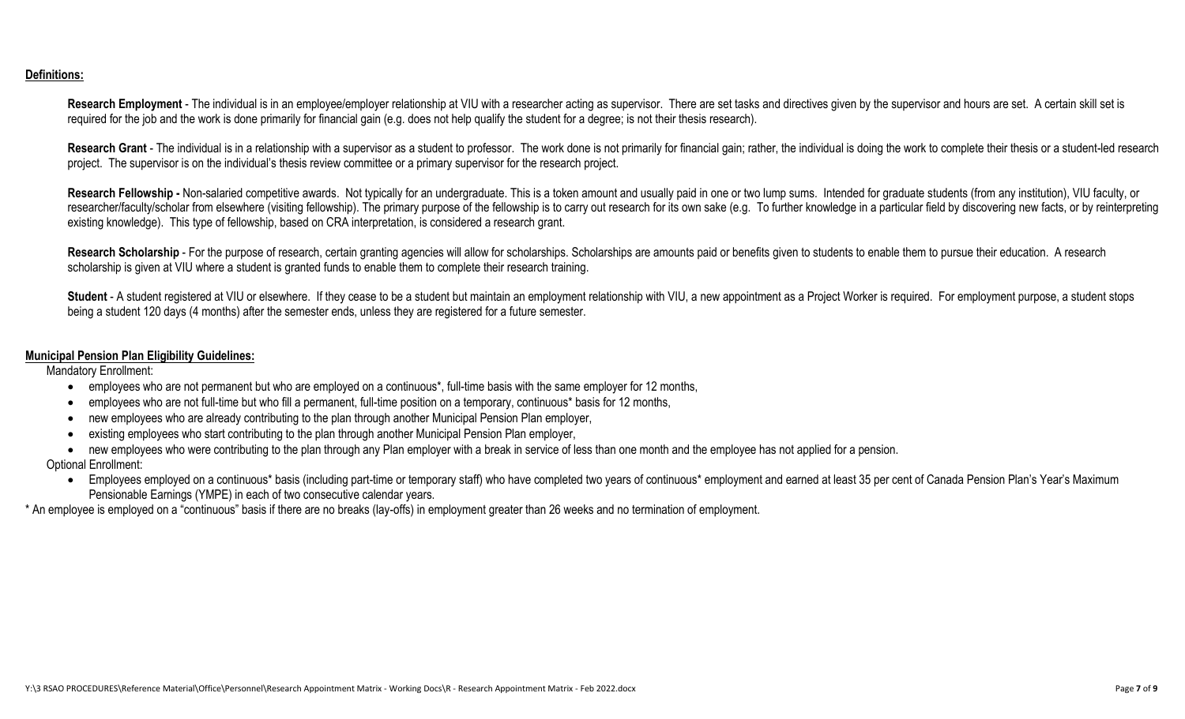**Definitions:**

**Research Employment** - The individual is in an employee/employer relationship at VIU with a researcher acting as supervisor. There are set tasks and directives given by the supervisor and hours are set. A certain skill set is required for the job and the work is done primarily for financial gain (e.g. does not help qualify the student for a degree; is not their thesis research).

**Research Grant** - The individual is in a relationship with a supervisor as a student to professor. The work done is not primarily for financial gain; rather, the individual is doing the work to complete their thesis or a student-led research project. The supervisor is on the individual's thesis review committee or a primary supervisor for the research project.

**Research Fellowship -** Non-salaried competitive awards. Not typically for an undergraduate. This is a token amount and usually paid in one or two lump sums. Intended for graduate students (from any institution), VIU faculty, or researcher/faculty/scholar from elsewhere (visiting fellowship). The primary purpose of the fellowship is to carry out research for its own sake (e.g. To further knowledge in a particular field by discovering new facts, or by reinterpreting existing knowledge). This type of fellowship, based on CRA interpretation, is considered a research grant.

**Research Scholarship** - For the purpose of research, certain granting agencies will allow for scholarships. Scholarships are amounts paid or benefits given to students to enable them to pursue their education. A research scholarship is given at VIU where a student is granted funds to enable them to complete their research training.

**Student** - A student registered at VIU or elsewhere. If they cease to be a student but maintain an employment relationship with VIU, a new appointment as a Project Worker is required. For employment purpose, a student stops being a student 120 days (4 months) after the semester ends, unless they are registered for a future semester.

**Municipal Pension Plan Eligibility Guidelines:**

Mandatory Enrollment:

- employees who are not permanent but who are employed on a continuous*, full-time basis with the same employer for 12 months,
- employees who are not full-time but who fill a permanent, full-time position on a temporary, continuous* basis for 12 months,
- new employees who are already contributing to the plan through another Municipal Pension Plan employer,
- existing employees who start contributing to the plan through another Municipal Pension Plan employer,
- new employees who were contributing to the plan through any Plan employer with a break in service of less than one month and the employee has not applied for a pension.

Optional Enrollment:

- Employees employed on a continuous* basis (including part-time or temporary staff) who have completed two years of continuous* employment and earned at least 35 per cent of Canada Pension Plan's Year's Maximum Pensionable Earnings (YMPE) in each of two consecutive calendar years.

* An employee is employed on a "continuous" basis if there are no breaks (lay-offs) in employment greater than 26 weeks and no termination of employment.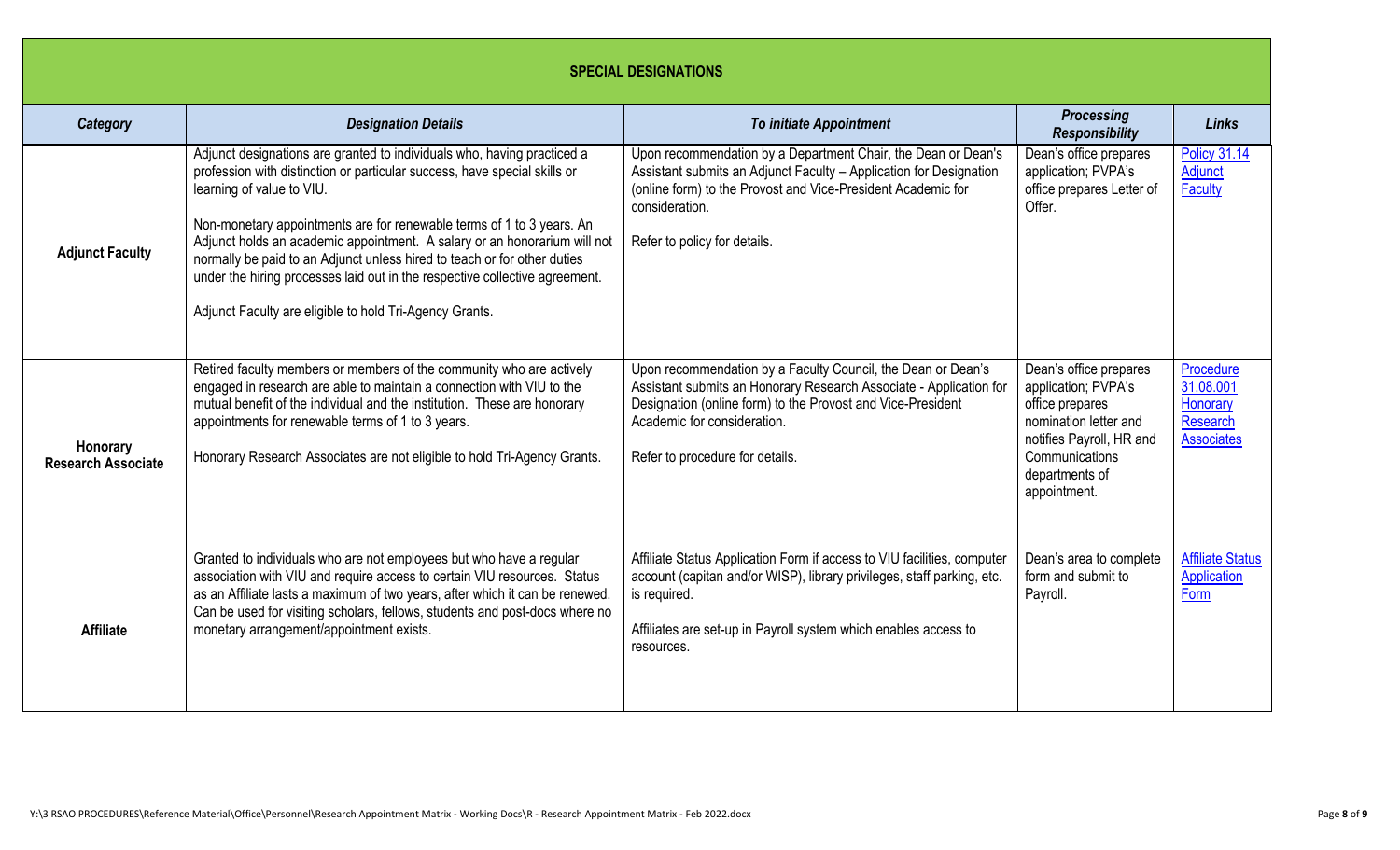| SPECIAL DESIGNATIONS | | | | |
|---|---|---|---|---|
| ***Category*** | ***Designation Details*** | ***To initiate Appointment*** | ***Processing Responsibility*** | ***Links*** |
| **Adjunct Faculty** | Adjunct designations are granted to individuals who, having practiced a profession with distinction or particular success, have special skills or learning of value to VIU.<br><br>Non-monetary appointments are for renewable terms of 1 to 3 years. An Adjunct holds an academic appointment. A salary or an honorarium will not normally be paid to an Adjunct unless hired to teach or for other duties under the hiring processes laid out in the respective collective agreement.<br><br>Adjunct Faculty are eligible to hold Tri-Agency Grants. | Upon recommendation by a Department Chair, the Dean or Dean's Assistant submits an Adjunct Faculty – Application for Designation (online form) to the Provost and Vice-President Academic for consideration.<br><br>Refer to policy for details. | Dean's office prepares application; PVPA's office prepares Letter of Offer. | Policy 31.14 Adjunct Faculty |
| **Honorary Research Associate** | Retired faculty members or members of the community who are actively engaged in research are able to maintain a connection with VIU to the mutual benefit of the individual and the institution. These are honorary appointments for renewable terms of 1 to 3 years.<br><br>Honorary Research Associates are not eligible to hold Tri-Agency Grants. | Upon recommendation by a Faculty Council, the Dean or Dean's Assistant submits an Honorary Research Associate - Application for Designation (online form) to the Provost and Vice-President Academic for consideration.<br><br>Refer to procedure for details. | Dean's office prepares application; PVPA's office prepares nomination letter and notifies Payroll, HR and Communications departments of appointment. | Procedure 31.08.001 Honorary Research Associates |
| **Affiliate** | Granted to individuals who are not employees but who have a regular association with VIU and require access to certain VIU resources. Status as an Affiliate lasts a maximum of two years, after which it can be renewed. Can be used for visiting scholars, fellows, students and post-docs where no monetary arrangement/appointment exists. | Affiliate Status Application Form if access to VIU facilities, computer account (capitan and/or WISP), library privileges, staff parking, etc. is required.<br><br>Affiliates are set-up in Payroll system which enables access to resources. | Dean's area to complete form and submit to Payroll. | Affiliate Status Application Form |

Y:\3 RSAO PROCEDURES\Reference Material\Office\Personnel\Research Appointment Matrix - Working Docs\R - Research Appointment Matrix - Feb 2022.docx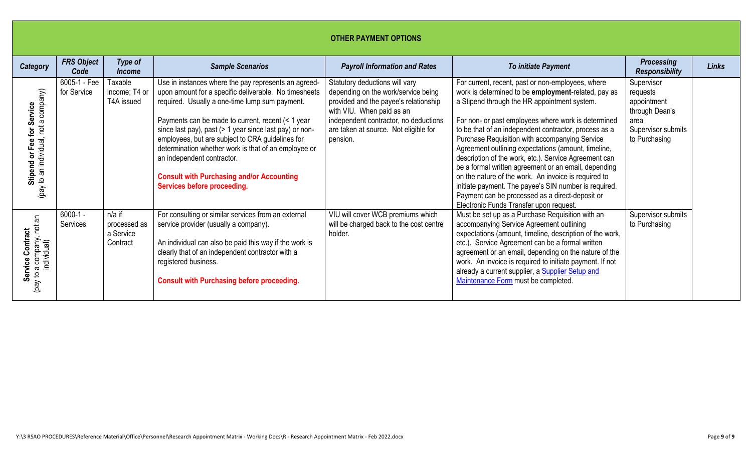| OTHER PAYMENT OPTIONS | | | | | | | |
|---|---|---|---|---|---|---|---|
| ***Category*** | ***FRS Object Code*** | ***Type of Income*** | ***Sample Scenarios*** | ***Payroll Information and Rates*** | ***To initiate Payment*** | ***Processing Responsibility*** | ***Links*** |
| **Stipend or Fee for Service** (pay to an individual, not a company) | 6005-1 - Fee for Service | Taxable income; T4 or T4A issued | Use in instances where the pay represents an agreed-upon amount for a specific deliverable. No timesheets required. Usually a one-time lump sum payment.<br><br>Payments can be made to current, recent (< 1 year since last pay), past (> 1 year since last pay) or non-employees, but are subject to CRA guidelines for determination whether work is that of an employee or an independent contractor.<br><br>**Consult with Purchasing and/or Accounting Services before proceeding.** | Statutory deductions will vary depending on the work/service being provided and the payee's relationship with VIU. When paid as an independent contractor, no deductions are taken at source. Not eligible for pension. | For current, recent, past or non-employees, where work is determined to be **employment**-related, pay as a Stipend through the HR appointment system.<br><br>For non- or past employees where work is determined to be that of an independent contractor, process as a Purchase Requisition with accompanying Service Agreement outlining expectations (amount, timeline, description of the work, etc.). Service Agreement can be a formal written agreement or an email, depending on the nature of the work. An invoice is required to initiate payment. The payee's SIN number is required. Payment can be processed as a direct-deposit or Electronic Funds Transfer upon request. | Supervisor requests appointment through Dean's area<br>Supervisor submits to Purchasing | |
| **Service Contract** (pay to a company, not an individual) | 6000-1 - Services | n/a if processed as a Service Contract | For consulting or similar services from an external service provider (usually a company).<br><br>An individual can also be paid this way if the work is clearly that of an independent contractor with a registered business.<br><br>**Consult with Purchasing before proceeding.** | VIU will cover WCB premiums which will be charged back to the cost centre holder. | Must be set up as a Purchase Requisition with an accompanying Service Agreement outlining expectations (amount, timeline, description of the work, etc.). Service Agreement can be a formal written agreement or an email, depending on the nature of the work. An invoice is required to initiate payment. If not already a current supplier, a Supplier Setup and Maintenance Form must be completed. | Supervisor submits to Purchasing | |

Y:\3 RSAO PROCEDURES\Reference Material\Office\Personnel\Research Appointment Matrix - Working Docs\R - Research Appointment Matrix - Feb 2022.docx